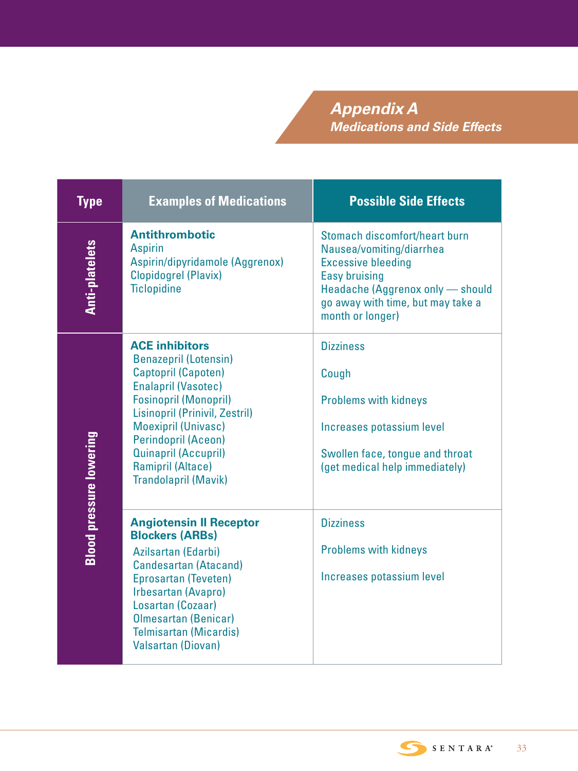# Appendix A

## Medications and Side Effects

| Type | Examples of Medications | Possible Side Effects |
| --- | --- | --- |
| Anti-platelets | **Antithrombotic**<br>Aspirin<br>Aspirin/dipyridamole (Aggrenox)<br>Clopidogrel (Plavix)<br>Ticlopidine | Stomach discomfort/heart burn<br>Nausea/vomiting/diarrhea<br>Excessive bleeding<br>Easy bruising<br>Headache (Aggrenox only — should go away with time, but may take a month or longer) |
| Blood pressure lowering | **ACE inhibitors**<br>Benazepril (Lotensin)<br>Captopril (Capoten)<br>Enalapril (Vasotec)<br>Fosinopril (Monopril)<br>Lisinopril (Prinivil, Zestril)<br>Moexipril (Univasc)<br>Perindopril (Aceon)<br>Quinapril (Accupril)<br>Ramipril (Altace)<br>Trandolapril (Mavik) | Dizziness<br>Cough<br>Problems with kidneys<br>Increases potassium level<br>Swollen face, tongue and throat (get medical help immediately) |
| | **Angiotensin II Receptor Blockers (ARBs)**<br>Azilsartan (Edarbi)<br>Candesartan (Atacand)<br>Eprosartan (Teveten)<br>Irbesartan (Avapro)<br>Losartan (Cozaar)<br>Olmesartan (Benicar)<br>Telmisartan (Micardis)<br>Valsartan (Diovan) | Dizziness<br>Problems with kidneys<br>Increases potassium level |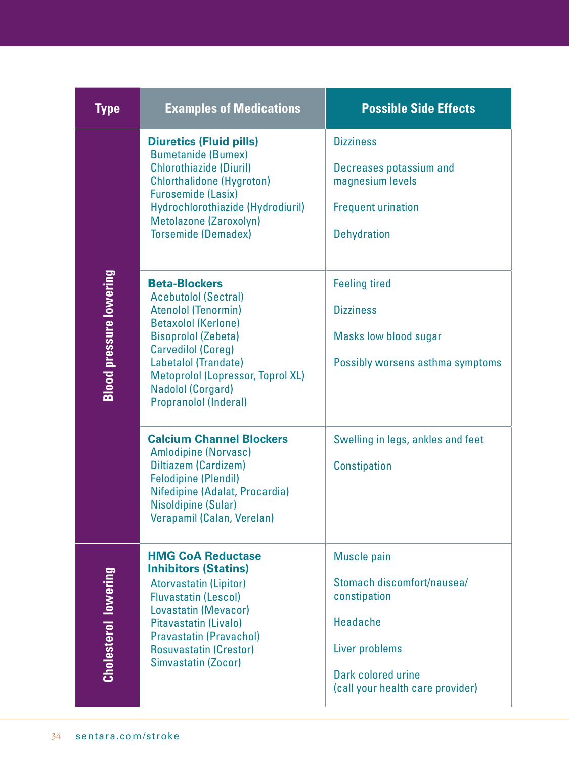| Type | Examples of Medications | Possible Side Effects |
| --- | --- | --- |
| Blood pressure lowering | **Diuretics (Fluid pills)**<br>Bumetanide (Bumex)<br>Chlorothiazide (Diuril)<br>Chlorthalidone (Hygroton)<br>Furosemide (Lasix)<br>Hydrochlorothiazide (Hydrodiuril)<br>Metolazone (Zaroxolyn)<br>Torsemide (Demadex) | Dizziness<br><br>Decreases potassium and magnesium levels<br><br>Frequent urination<br><br>Dehydration |
| | **Beta-Blockers**<br>Acebutolol (Sectral)<br>Atenolol (Tenormin)<br>Betaxolol (Kerlone)<br>Bisoprolol (Zebeta)<br>Carvedilol (Coreg)<br>Labetalol (Trandate)<br>Metoprolol (Lopressor, Toprol XL)<br>Nadolol (Corgard)<br>Propranolol (Inderal) | Feeling tired<br><br>Dizziness<br><br>Masks low blood sugar<br><br>Possibly worsens asthma symptoms |
| | **Calcium Channel Blockers**<br>Amlodipine (Norvasc)<br>Diltiazem (Cardizem)<br>Felodipine (Plendil)<br>Nifedipine (Adalat, Procardia)<br>Nisoldipine (Sular)<br>Verapamil (Calan, Verelan) | Swelling in legs, ankles and feet<br><br>Constipation |
| Cholesterol lowering | **HMG CoA Reductase Inhibitors (Statins)**<br>Atorvastatin (Lipitor)<br>Fluvastatin (Lescol)<br>Lovastatin (Mevacor)<br>Pitavastatin (Livalo)<br>Pravastatin (Pravachol)<br>Rosuvastatin (Crestor)<br>Simvastatin (Zocor) | Muscle pain<br><br>Stomach discomfort/nausea/constipation<br><br>Headache<br><br>Liver problems<br><br>Dark colored urine (call your health care provider) |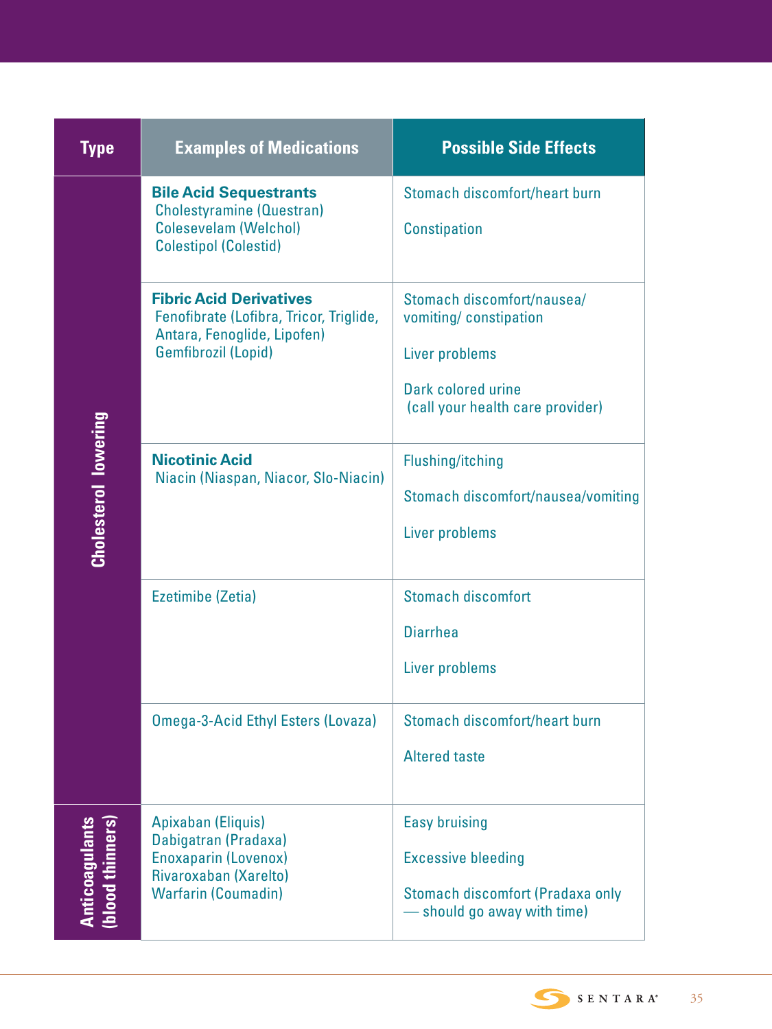| Type | Examples of Medications | Possible Side Effects |
| --- | --- | --- |
| Cholesterol lowering | **Bile Acid Sequestrants**<br>Cholestyramine (Questran)<br>Colesevelam (Welchol)<br>Colestipol (Colestid) | Stomach discomfort/heart burn<br><br>Constipation |
| | **Fibric Acid Derivatives**<br>Fenofibrate (Lofibra, Tricor, Triglide, Antara, Fenoglide, Lipofen)<br>Gemfibrozil (Lopid) | Stomach discomfort/nausea/ vomiting/ constipation<br><br>Liver problems<br><br>Dark colored urine (call your health care provider) |
| | **Nicotinic Acid**<br>Niacin (Niaspan, Niacor, Slo-Niacin) | Flushing/itching<br><br>Stomach discomfort/nausea/vomiting<br><br>Liver problems |
| | Ezetimibe (Zetia) | Stomach discomfort<br><br>Diarrhea<br><br>Liver problems |
| | Omega-3-Acid Ethyl Esters (Lovaza) | Stomach discomfort/heart burn<br><br>Altered taste |
| Anticoagulants (blood thinners) | Apixaban (Eliquis)<br>Dabigatran (Pradaxa)<br>Enoxaparin (Lovenox)<br>Rivaroxaban (Xarelto)<br>Warfarin (Coumadin) | Easy bruising<br><br>Excessive bleeding<br><br>Stomach discomfort (Pradaxa only — should go away with time) |